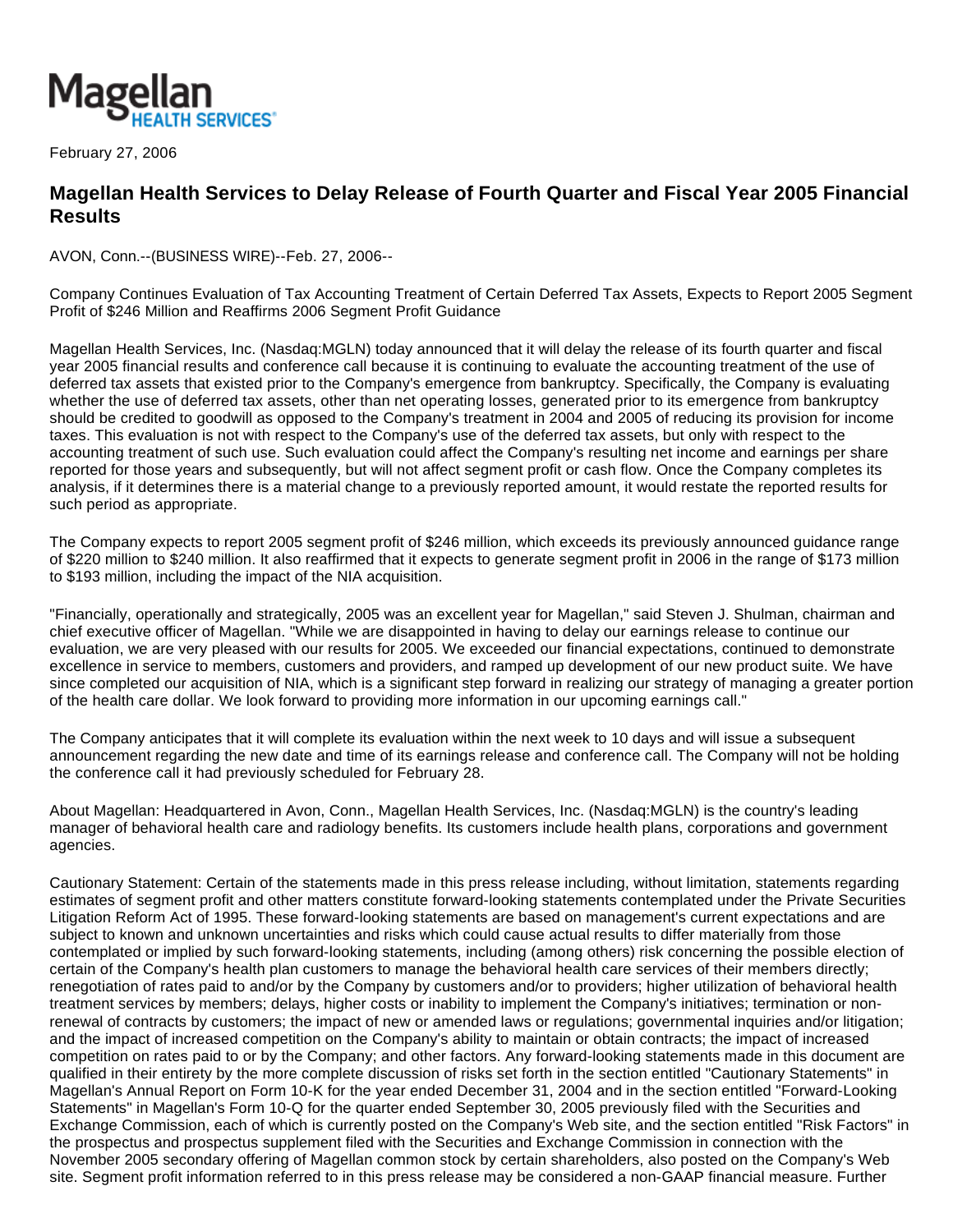Magellan HEALTH SERVICES

February 27, 2006

# Magellan Health Services to Delay Release of Fourth Quarter and Fiscal Year 2005 Financial Results

AVON, Conn.--(BUSINESS WIRE)--Feb. 27, 2006--

Company Continues Evaluation of Tax Accounting Treatment of Certain Deferred Tax Assets, Expects to Report 2005 Segment Profit of $246 Million and Reaffirms 2006 Segment Profit Guidance

Magellan Health Services, Inc. (Nasdaq:MGLN) today announced that it will delay the release of its fourth quarter and fiscal year 2005 financial results and conference call because it is continuing to evaluate the accounting treatment of the use of deferred tax assets that existed prior to the Company's emergence from bankruptcy. Specifically, the Company is evaluating whether the use of deferred tax assets, other than net operating losses, generated prior to its emergence from bankruptcy should be credited to goodwill as opposed to the Company's treatment in 2004 and 2005 of reducing its provision for income taxes. This evaluation is not with respect to the Company's use of the deferred tax assets, but only with respect to the accounting treatment of such use. Such evaluation could affect the Company's resulting net income and earnings per share reported for those years and subsequently, but will not affect segment profit or cash flow. Once the Company completes its analysis, if it determines there is a material change to a previously reported amount, it would restate the reported results for such period as appropriate.

The Company expects to report 2005 segment profit of $246 million, which exceeds its previously announced guidance range of $220 million to $240 million. It also reaffirmed that it expects to generate segment profit in 2006 in the range of $173 million to $193 million, including the impact of the NIA acquisition.

"Financially, operationally and strategically, 2005 was an excellent year for Magellan," said Steven J. Shulman, chairman and chief executive officer of Magellan. "While we are disappointed in having to delay our earnings release to continue our evaluation, we are very pleased with our results for 2005. We exceeded our financial expectations, continued to demonstrate excellence in service to members, customers and providers, and ramped up development of our new product suite. We have since completed our acquisition of NIA, which is a significant step forward in realizing our strategy of managing a greater portion of the health care dollar. We look forward to providing more information in our upcoming earnings call."

The Company anticipates that it will complete its evaluation within the next week to 10 days and will issue a subsequent announcement regarding the new date and time of its earnings release and conference call. The Company will not be holding the conference call it had previously scheduled for February 28.

About Magellan: Headquartered in Avon, Conn., Magellan Health Services, Inc. (Nasdaq:MGLN) is the country's leading manager of behavioral health care and radiology benefits. Its customers include health plans, corporations and government agencies.

Cautionary Statement: Certain of the statements made in this press release including, without limitation, statements regarding estimates of segment profit and other matters constitute forward-looking statements contemplated under the Private Securities Litigation Reform Act of 1995. These forward-looking statements are based on management's current expectations and are subject to known and unknown uncertainties and risks which could cause actual results to differ materially from those contemplated or implied by such forward-looking statements, including (among others) risk concerning the possible election of certain of the Company's health plan customers to manage the behavioral health care services of their members directly; renegotiation of rates paid to and/or by the Company by customers and/or to providers; higher utilization of behavioral health treatment services by members; delays, higher costs or inability to implement the Company's initiatives; termination or non-renewal of contracts by customers; the impact of new or amended laws or regulations; governmental inquiries and/or litigation; and the impact of increased competition on the Company's ability to maintain or obtain contracts; the impact of increased competition on rates paid to or by the Company; and other factors. Any forward-looking statements made in this document are qualified in their entirety by the more complete discussion of risks set forth in the section entitled "Cautionary Statements" in Magellan's Annual Report on Form 10-K for the year ended December 31, 2004 and in the section entitled "Forward-Looking Statements" in Magellan's Form 10-Q for the quarter ended September 30, 2005 previously filed with the Securities and Exchange Commission, each of which is currently posted on the Company's Web site, and the section entitled "Risk Factors" in the prospectus and prospectus supplement filed with the Securities and Exchange Commission in connection with the November 2005 secondary offering of Magellan common stock by certain shareholders, also posted on the Company's Web site. Segment profit information referred to in this press release may be considered a non-GAAP financial measure. Further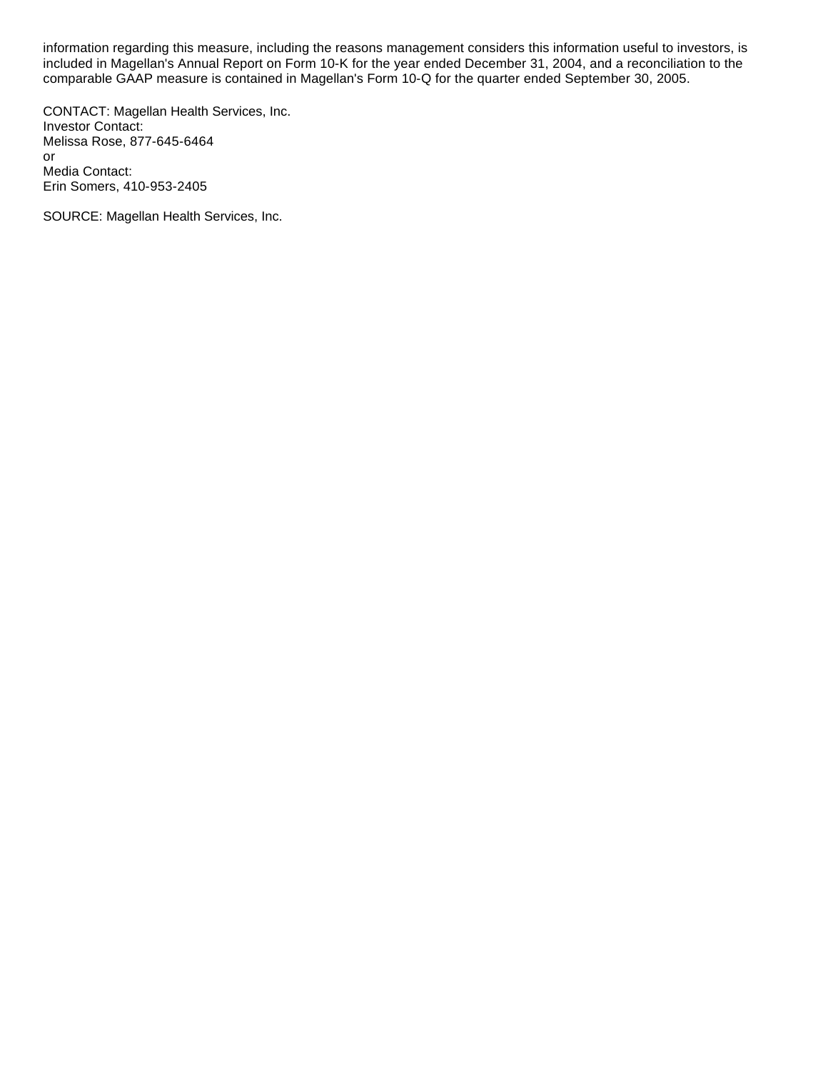information regarding this measure, including the reasons management considers this information useful to investors, is included in Magellan's Annual Report on Form 10-K for the year ended December 31, 2004, and a reconciliation to the comparable GAAP measure is contained in Magellan's Form 10-Q for the quarter ended September 30, 2005.

CONTACT: Magellan Health Services, Inc.
Investor Contact:
Melissa Rose, 877-645-6464
or
Media Contact:
Erin Somers, 410-953-2405

SOURCE: Magellan Health Services, Inc.